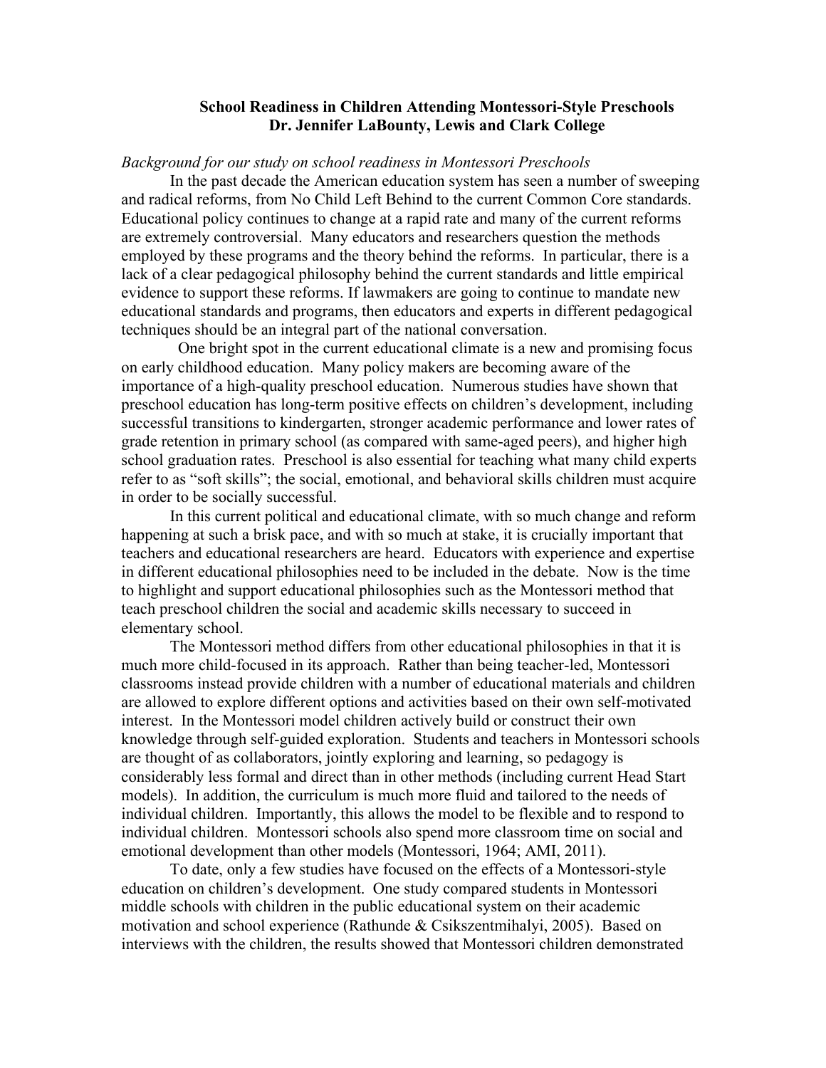**School Readiness in Children Attending Montessori-Style Preschools**
**Dr. Jennifer LaBounty, Lewis and Clark College**

*Background for our study on school readiness in Montessori Preschools*

In the past decade the American education system has seen a number of sweeping and radical reforms, from No Child Left Behind to the current Common Core standards. Educational policy continues to change at a rapid rate and many of the current reforms are extremely controversial. Many educators and researchers question the methods employed by these programs and the theory behind the reforms. In particular, there is a lack of a clear pedagogical philosophy behind the current standards and little empirical evidence to support these reforms. If lawmakers are going to continue to mandate new educational standards and programs, then educators and experts in different pedagogical techniques should be an integral part of the national conversation.

One bright spot in the current educational climate is a new and promising focus on early childhood education. Many policy makers are becoming aware of the importance of a high-quality preschool education. Numerous studies have shown that preschool education has long-term positive effects on children's development, including successful transitions to kindergarten, stronger academic performance and lower rates of grade retention in primary school (as compared with same-aged peers), and higher high school graduation rates. Preschool is also essential for teaching what many child experts refer to as "soft skills"; the social, emotional, and behavioral skills children must acquire in order to be socially successful.

In this current political and educational climate, with so much change and reform happening at such a brisk pace, and with so much at stake, it is crucially important that teachers and educational researchers are heard. Educators with experience and expertise in different educational philosophies need to be included in the debate. Now is the time to highlight and support educational philosophies such as the Montessori method that teach preschool children the social and academic skills necessary to succeed in elementary school.

The Montessori method differs from other educational philosophies in that it is much more child-focused in its approach. Rather than being teacher-led, Montessori classrooms instead provide children with a number of educational materials and children are allowed to explore different options and activities based on their own self-motivated interest. In the Montessori model children actively build or construct their own knowledge through self-guided exploration. Students and teachers in Montessori schools are thought of as collaborators, jointly exploring and learning, so pedagogy is considerably less formal and direct than in other methods (including current Head Start models). In addition, the curriculum is much more fluid and tailored to the needs of individual children. Importantly, this allows the model to be flexible and to respond to individual children. Montessori schools also spend more classroom time on social and emotional development than other models (Montessori, 1964; AMI, 2011).

To date, only a few studies have focused on the effects of a Montessori-style education on children's development. One study compared students in Montessori middle schools with children in the public educational system on their academic motivation and school experience (Rathunde & Csikszentmihalyi, 2005). Based on interviews with the children, the results showed that Montessori children demonstrated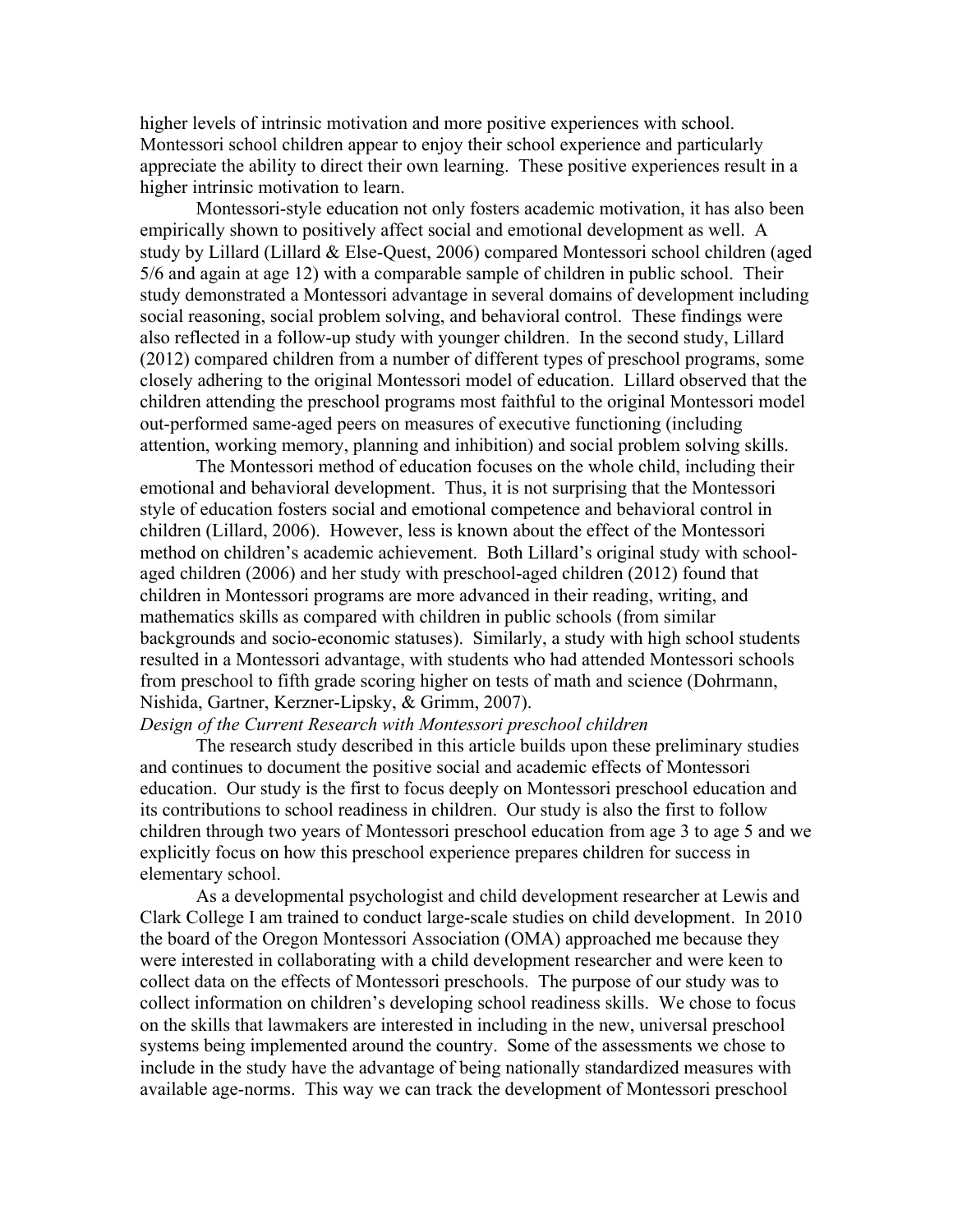higher levels of intrinsic motivation and more positive experiences with school. Montessori school children appear to enjoy their school experience and particularly appreciate the ability to direct their own learning. These positive experiences result in a higher intrinsic motivation to learn.

Montessori-style education not only fosters academic motivation, it has also been empirically shown to positively affect social and emotional development as well. A study by Lillard (Lillard & Else-Quest, 2006) compared Montessori school children (aged 5/6 and again at age 12) with a comparable sample of children in public school. Their study demonstrated a Montessori advantage in several domains of development including social reasoning, social problem solving, and behavioral control. These findings were also reflected in a follow-up study with younger children. In the second study, Lillard (2012) compared children from a number of different types of preschool programs, some closely adhering to the original Montessori model of education. Lillard observed that the children attending the preschool programs most faithful to the original Montessori model out-performed same-aged peers on measures of executive functioning (including attention, working memory, planning and inhibition) and social problem solving skills.

The Montessori method of education focuses on the whole child, including their emotional and behavioral development. Thus, it is not surprising that the Montessori style of education fosters social and emotional competence and behavioral control in children (Lillard, 2006). However, less is known about the effect of the Montessori method on children's academic achievement. Both Lillard's original study with school-aged children (2006) and her study with preschool-aged children (2012) found that children in Montessori programs are more advanced in their reading, writing, and mathematics skills as compared with children in public schools (from similar backgrounds and socio-economic statuses). Similarly, a study with high school students resulted in a Montessori advantage, with students who had attended Montessori schools from preschool to fifth grade scoring higher on tests of math and science (Dohrmann, Nishida, Gartner, Kerzner-Lipsky, & Grimm, 2007).

*Design of the Current Research with Montessori preschool children*

The research study described in this article builds upon these preliminary studies and continues to document the positive social and academic effects of Montessori education. Our study is the first to focus deeply on Montessori preschool education and its contributions to school readiness in children. Our study is also the first to follow children through two years of Montessori preschool education from age 3 to age 5 and we explicitly focus on how this preschool experience prepares children for success in elementary school.

As a developmental psychologist and child development researcher at Lewis and Clark College I am trained to conduct large-scale studies on child development. In 2010 the board of the Oregon Montessori Association (OMA) approached me because they were interested in collaborating with a child development researcher and were keen to collect data on the effects of Montessori preschools. The purpose of our study was to collect information on children's developing school readiness skills. We chose to focus on the skills that lawmakers are interested in including in the new, universal preschool systems being implemented around the country. Some of the assessments we chose to include in the study have the advantage of being nationally standardized measures with available age-norms. This way we can track the development of Montessori preschool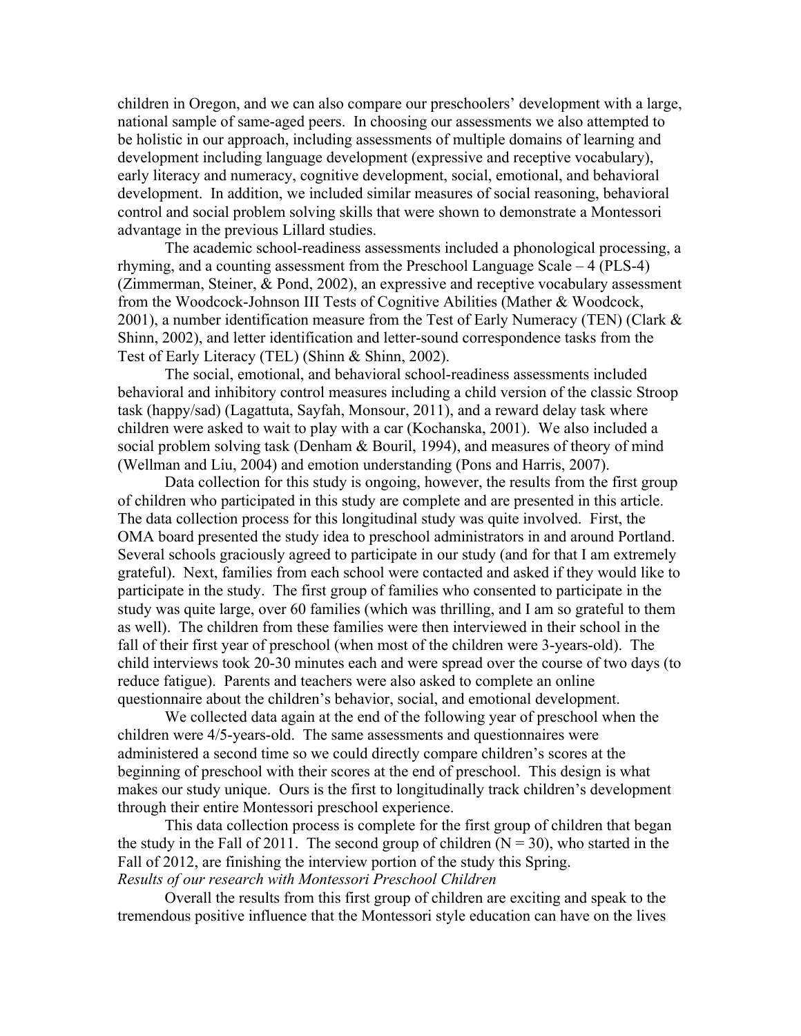children in Oregon, and we can also compare our preschoolers' development with a large, national sample of same-aged peers. In choosing our assessments we also attempted to be holistic in our approach, including assessments of multiple domains of learning and development including language development (expressive and receptive vocabulary), early literacy and numeracy, cognitive development, social, emotional, and behavioral development. In addition, we included similar measures of social reasoning, behavioral control and social problem solving skills that were shown to demonstrate a Montessori advantage in the previous Lillard studies.

The academic school-readiness assessments included a phonological processing, a rhyming, and a counting assessment from the Preschool Language Scale – 4 (PLS-4) (Zimmerman, Steiner, & Pond, 2002), an expressive and receptive vocabulary assessment from the Woodcock-Johnson III Tests of Cognitive Abilities (Mather & Woodcock, 2001), a number identification measure from the Test of Early Numeracy (TEN) (Clark & Shinn, 2002), and letter identification and letter-sound correspondence tasks from the Test of Early Literacy (TEL) (Shinn & Shinn, 2002).

The social, emotional, and behavioral school-readiness assessments included behavioral and inhibitory control measures including a child version of the classic Stroop task (happy/sad) (Lagattuta, Sayfah, Monsour, 2011), and a reward delay task where children were asked to wait to play with a car (Kochanska, 2001). We also included a social problem solving task (Denham & Bouril, 1994), and measures of theory of mind (Wellman and Liu, 2004) and emotion understanding (Pons and Harris, 2007).

Data collection for this study is ongoing, however, the results from the first group of children who participated in this study are complete and are presented in this article. The data collection process for this longitudinal study was quite involved. First, the OMA board presented the study idea to preschool administrators in and around Portland. Several schools graciously agreed to participate in our study (and for that I am extremely grateful). Next, families from each school were contacted and asked if they would like to participate in the study. The first group of families who consented to participate in the study was quite large, over 60 families (which was thrilling, and I am so grateful to them as well). The children from these families were then interviewed in their school in the fall of their first year of preschool (when most of the children were 3-years-old). The child interviews took 20-30 minutes each and were spread over the course of two days (to reduce fatigue). Parents and teachers were also asked to complete an online questionnaire about the children's behavior, social, and emotional development.

We collected data again at the end of the following year of preschool when the children were 4/5-years-old. The same assessments and questionnaires were administered a second time so we could directly compare children's scores at the beginning of preschool with their scores at the end of preschool. This design is what makes our study unique. Ours is the first to longitudinally track children's development through their entire Montessori preschool experience.

This data collection process is complete for the first group of children that began the study in the Fall of 2011. The second group of children ($N = 30$), who started in the Fall of 2012, are finishing the interview portion of the study this Spring.

*Results of our research with Montessori Preschool Children*

Overall the results from this first group of children are exciting and speak to the tremendous positive influence that the Montessori style education can have on the lives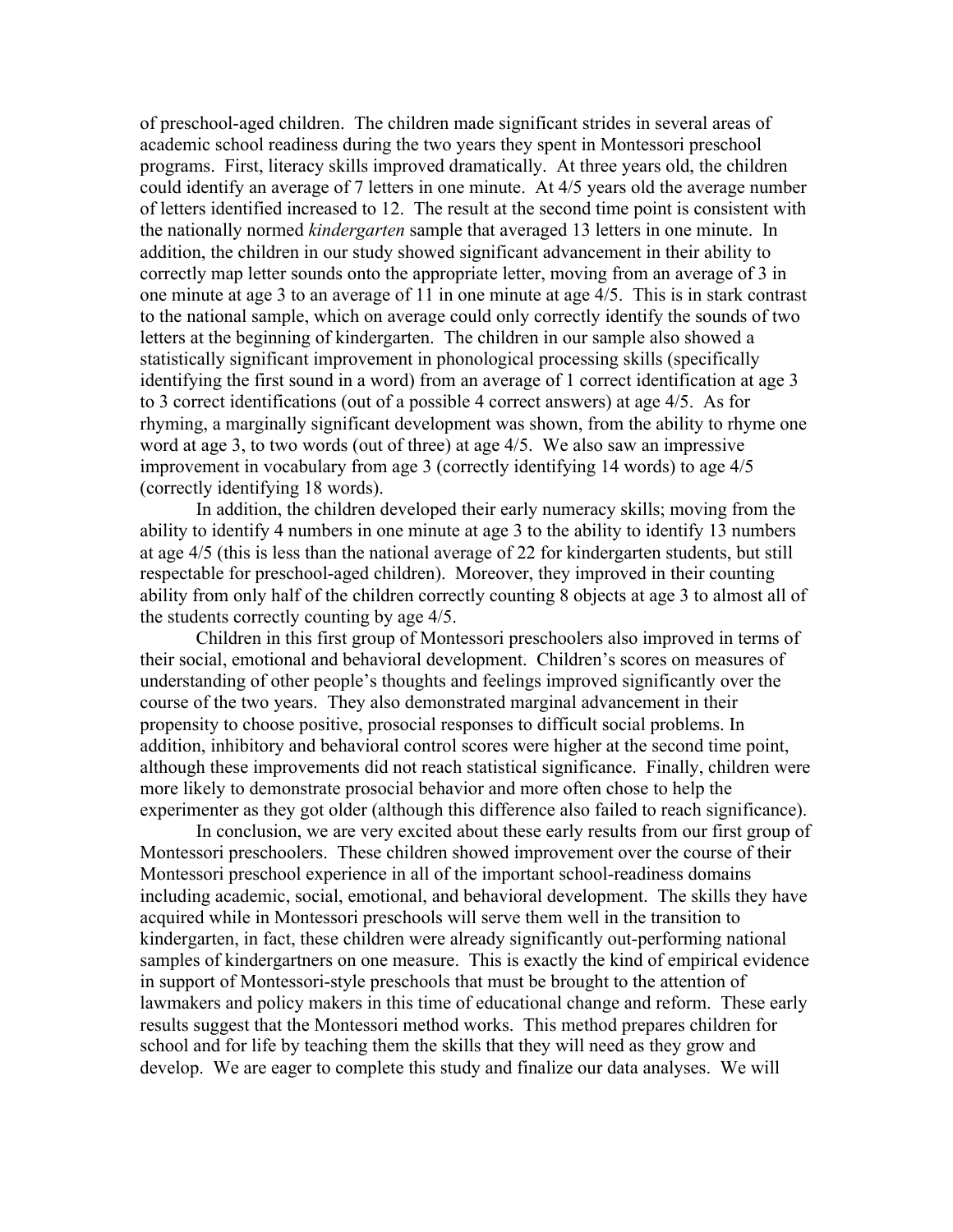of preschool-aged children. The children made significant strides in several areas of academic school readiness during the two years they spent in Montessori preschool programs. First, literacy skills improved dramatically. At three years old, the children could identify an average of 7 letters in one minute. At 4/5 years old the average number of letters identified increased to 12. The result at the second time point is consistent with the nationally normed *kindergarten* sample that averaged 13 letters in one minute. In addition, the children in our study showed significant advancement in their ability to correctly map letter sounds onto the appropriate letter, moving from an average of 3 in one minute at age 3 to an average of 11 in one minute at age 4/5. This is in stark contrast to the national sample, which on average could only correctly identify the sounds of two letters at the beginning of kindergarten. The children in our sample also showed a statistically significant improvement in phonological processing skills (specifically identifying the first sound in a word) from an average of 1 correct identification at age 3 to 3 correct identifications (out of a possible 4 correct answers) at age 4/5. As for rhyming, a marginally significant development was shown, from the ability to rhyme one word at age 3, to two words (out of three) at age 4/5. We also saw an impressive improvement in vocabulary from age 3 (correctly identifying 14 words) to age 4/5 (correctly identifying 18 words).

In addition, the children developed their early numeracy skills; moving from the ability to identify 4 numbers in one minute at age 3 to the ability to identify 13 numbers at age 4/5 (this is less than the national average of 22 for kindergarten students, but still respectable for preschool-aged children). Moreover, they improved in their counting ability from only half of the children correctly counting 8 objects at age 3 to almost all of the students correctly counting by age 4/5.

Children in this first group of Montessori preschoolers also improved in terms of their social, emotional and behavioral development. Children's scores on measures of understanding of other people's thoughts and feelings improved significantly over the course of the two years. They also demonstrated marginal advancement in their propensity to choose positive, prosocial responses to difficult social problems. In addition, inhibitory and behavioral control scores were higher at the second time point, although these improvements did not reach statistical significance. Finally, children were more likely to demonstrate prosocial behavior and more often chose to help the experimenter as they got older (although this difference also failed to reach significance).

In conclusion, we are very excited about these early results from our first group of Montessori preschoolers. These children showed improvement over the course of their Montessori preschool experience in all of the important school-readiness domains including academic, social, emotional, and behavioral development. The skills they have acquired while in Montessori preschools will serve them well in the transition to kindergarten, in fact, these children were already significantly out-performing national samples of kindergartners on one measure. This is exactly the kind of empirical evidence in support of Montessori-style preschools that must be brought to the attention of lawmakers and policy makers in this time of educational change and reform. These early results suggest that the Montessori method works. This method prepares children for school and for life by teaching them the skills that they will need as they grow and develop. We are eager to complete this study and finalize our data analyses. We will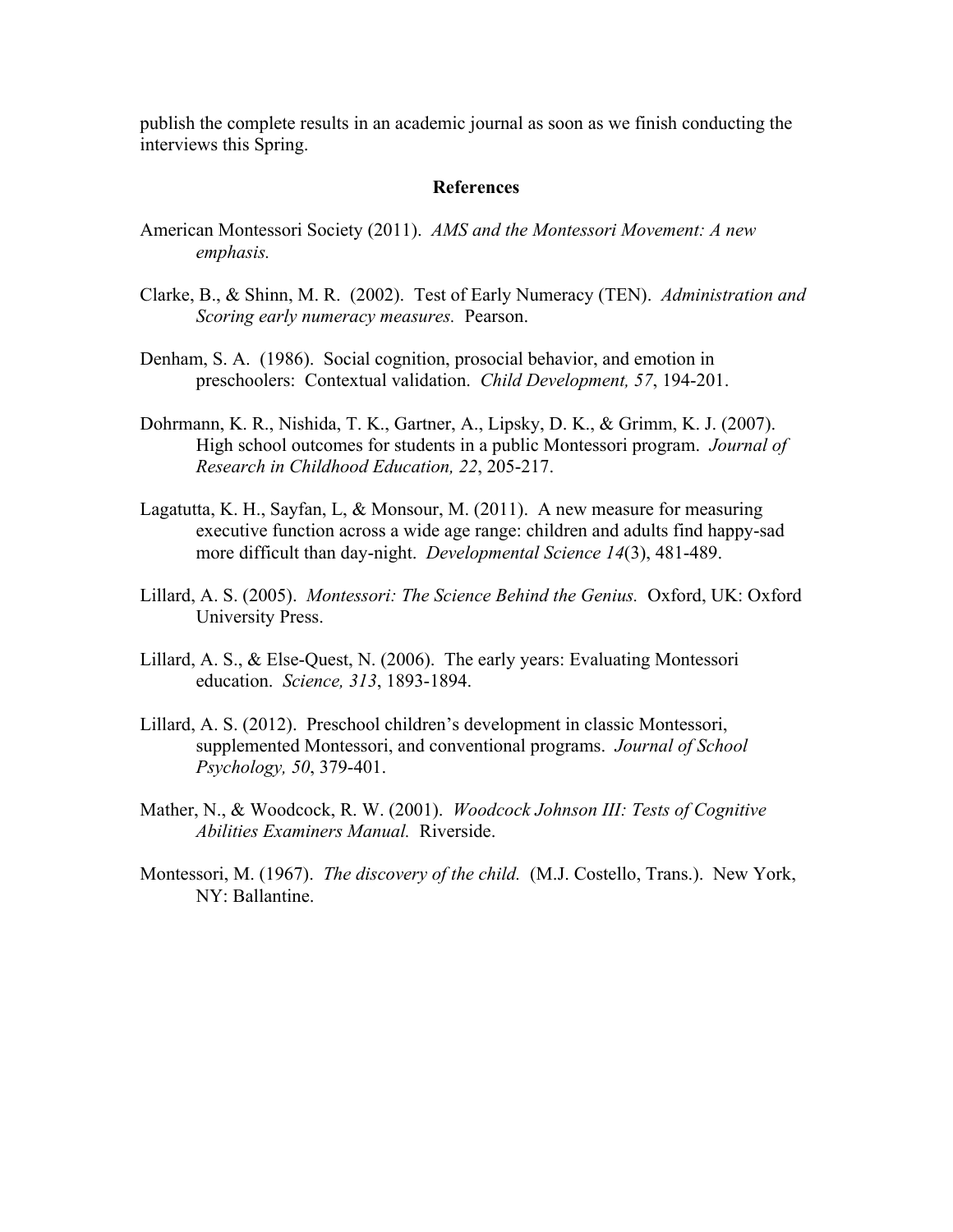publish the complete results in an academic journal as soon as we finish conducting the interviews this Spring.

## References

American Montessori Society (2011). *AMS and the Montessori Movement: A new emphasis.*

Clarke, B., & Shinn, M. R. (2002). Test of Early Numeracy (TEN). *Administration and Scoring early numeracy measures.* Pearson.

Denham, S. A. (1986). Social cognition, prosocial behavior, and emotion in preschoolers: Contextual validation. *Child Development, 57*, 194-201.

Dohrmann, K. R., Nishida, T. K., Gartner, A., Lipsky, D. K., & Grimm, K. J. (2007). High school outcomes for students in a public Montessori program. *Journal of Research in Childhood Education, 22*, 205-217.

Lagatutta, K. H., Sayfan, L, & Monsour, M. (2011). A new measure for measuring executive function across a wide age range: children and adults find happy-sad more difficult than day-night. *Developmental Science 14*(3), 481-489.

Lillard, A. S. (2005). *Montessori: The Science Behind the Genius.* Oxford, UK: Oxford University Press.

Lillard, A. S., & Else-Quest, N. (2006). The early years: Evaluating Montessori education. *Science, 313*, 1893-1894.

Lillard, A. S. (2012). Preschool children's development in classic Montessori, supplemented Montessori, and conventional programs. *Journal of School Psychology, 50*, 379-401.

Mather, N., & Woodcock, R. W. (2001). *Woodcock Johnson III: Tests of Cognitive Abilities Examiners Manual.* Riverside.

Montessori, M. (1967). *The discovery of the child.* (M.J. Costello, Trans.). New York, NY: Ballantine.